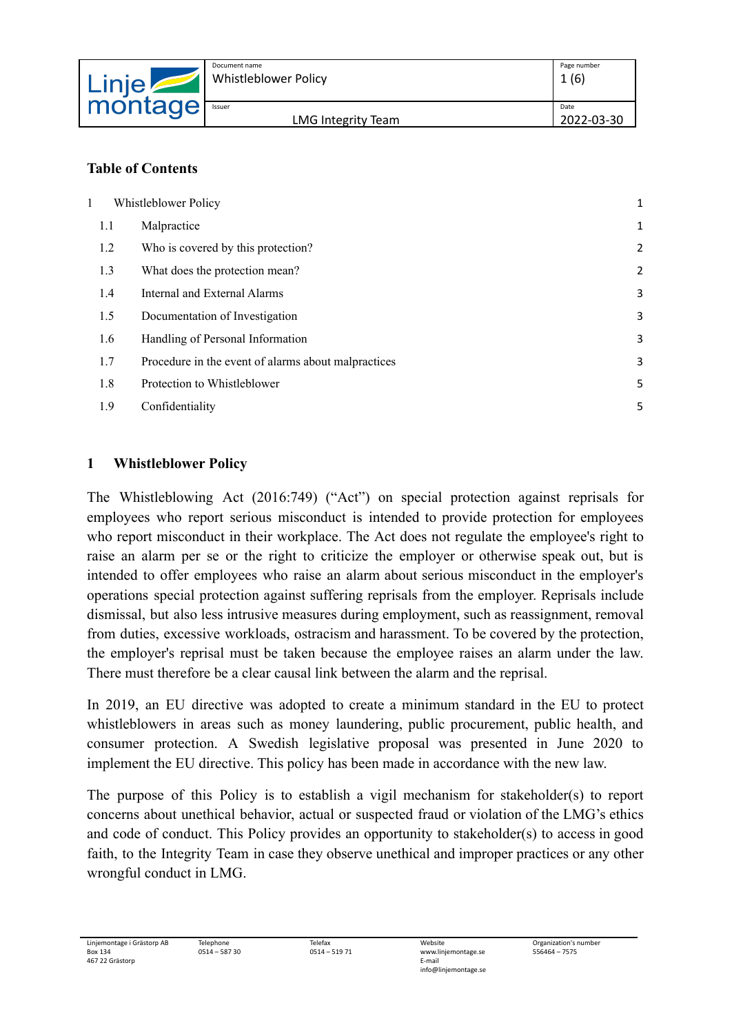## Table of Contents

| | | |
|---|---|---|
| 1 | Whistleblower Policy | 1 |
| 1.1 | Malpractice | 1 |
| 1.2 | Who is covered by this protection? | 2 |
| 1.3 | What does the protection mean? | 2 |
| 1.4 | Internal and External Alarms | 3 |
| 1.5 | Documentation of Investigation | 3 |
| 1.6 | Handling of Personal Information | 3 |
| 1.7 | Procedure in the event of alarms about malpractices | 3 |
| 1.8 | Protection to Whistleblower | 5 |
| 1.9 | Confidentiality | 5 |

# 1 Whistleblower Policy

The Whistleblowing Act (2016:749) ("Act") on special protection against reprisals for employees who report serious misconduct is intended to provide protection for employees who report misconduct in their workplace. The Act does not regulate the employee's right to raise an alarm per se or the right to criticize the employer or otherwise speak out, but is intended to offer employees who raise an alarm about serious misconduct in the employer's operations special protection against suffering reprisals from the employer. Reprisals include dismissal, but also less intrusive measures during employment, such as reassignment, removal from duties, excessive workloads, ostracism and harassment. To be covered by the protection, the employer's reprisal must be taken because the employee raises an alarm under the law. There must therefore be a clear causal link between the alarm and the reprisal.

In 2019, an EU directive was adopted to create a minimum standard in the EU to protect whistleblowers in areas such as money laundering, public procurement, public health, and consumer protection. A Swedish legislative proposal was presented in June 2020 to implement the EU directive. This policy has been made in accordance with the new law.

The purpose of this Policy is to establish a vigil mechanism for stakeholder(s) to report concerns about unethical behavior, actual or suspected fraud or violation of the LMG's ethics and code of conduct. This Policy provides an opportunity to stakeholder(s) to access in good faith, to the Integrity Team in case they observe unethical and improper practices or any other wrongful conduct in LMG.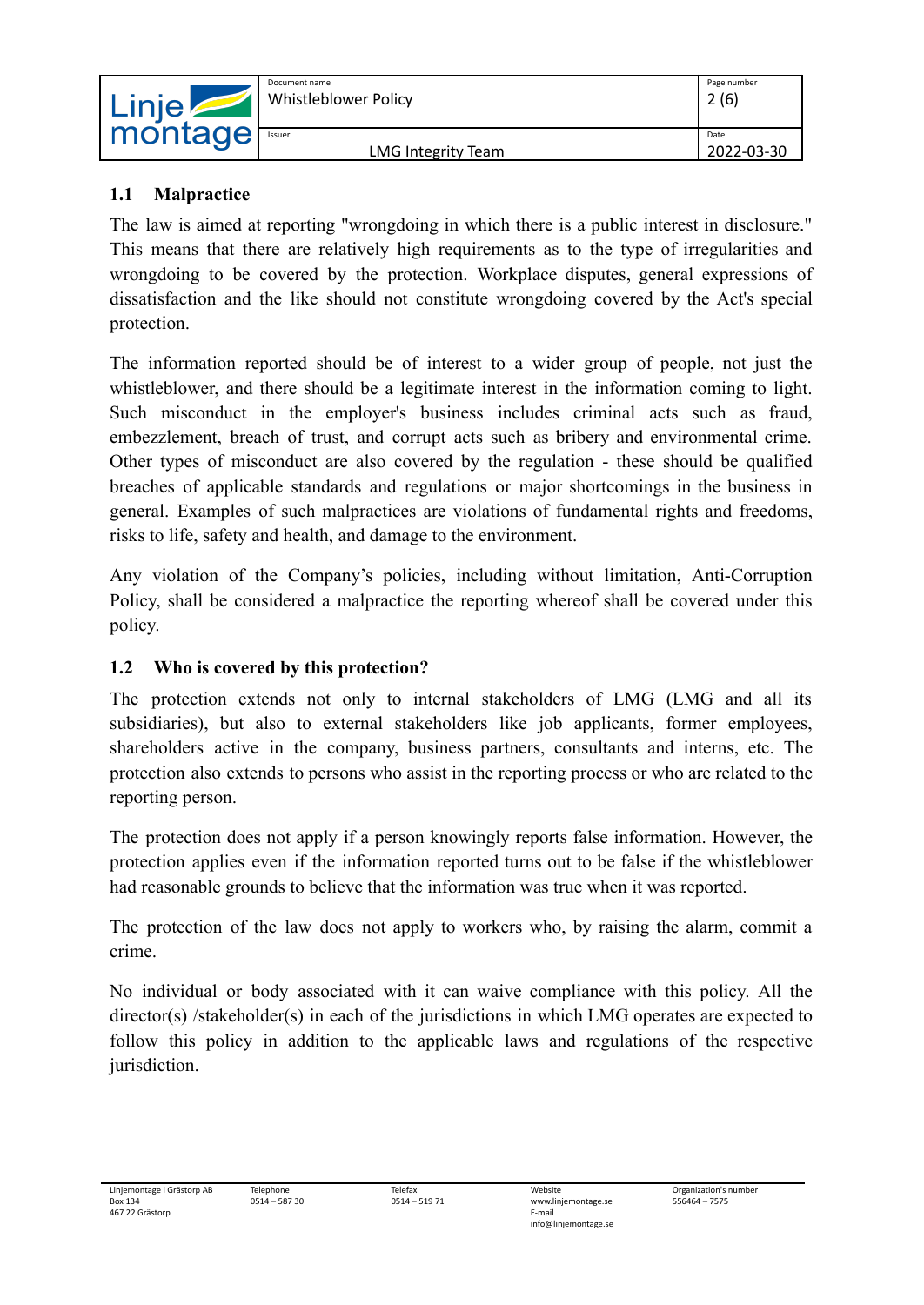## 1.1 Malpractice

The law is aimed at reporting "wrongdoing in which there is a public interest in disclosure." This means that there are relatively high requirements as to the type of irregularities and wrongdoing to be covered by the protection. Workplace disputes, general expressions of dissatisfaction and the like should not constitute wrongdoing covered by the Act's special protection.

The information reported should be of interest to a wider group of people, not just the whistleblower, and there should be a legitimate interest in the information coming to light. Such misconduct in the employer's business includes criminal acts such as fraud, embezzlement, breach of trust, and corrupt acts such as bribery and environmental crime. Other types of misconduct are also covered by the regulation - these should be qualified breaches of applicable standards and regulations or major shortcomings in the business in general. Examples of such malpractices are violations of fundamental rights and freedoms, risks to life, safety and health, and damage to the environment.

Any violation of the Company's policies, including without limitation, Anti-Corruption Policy, shall be considered a malpractice the reporting whereof shall be covered under this policy.

## 1.2 Who is covered by this protection?

The protection extends not only to internal stakeholders of LMG (LMG and all its subsidiaries), but also to external stakeholders like job applicants, former employees, shareholders active in the company, business partners, consultants and interns, etc. The protection also extends to persons who assist in the reporting process or who are related to the reporting person.

The protection does not apply if a person knowingly reports false information. However, the protection applies even if the information reported turns out to be false if the whistleblower had reasonable grounds to believe that the information was true when it was reported.

The protection of the law does not apply to workers who, by raising the alarm, commit a crime.

No individual or body associated with it can waive compliance with this policy. All the director(s) /stakeholder(s) in each of the jurisdictions in which LMG operates are expected to follow this policy in addition to the applicable laws and regulations of the respective jurisdiction.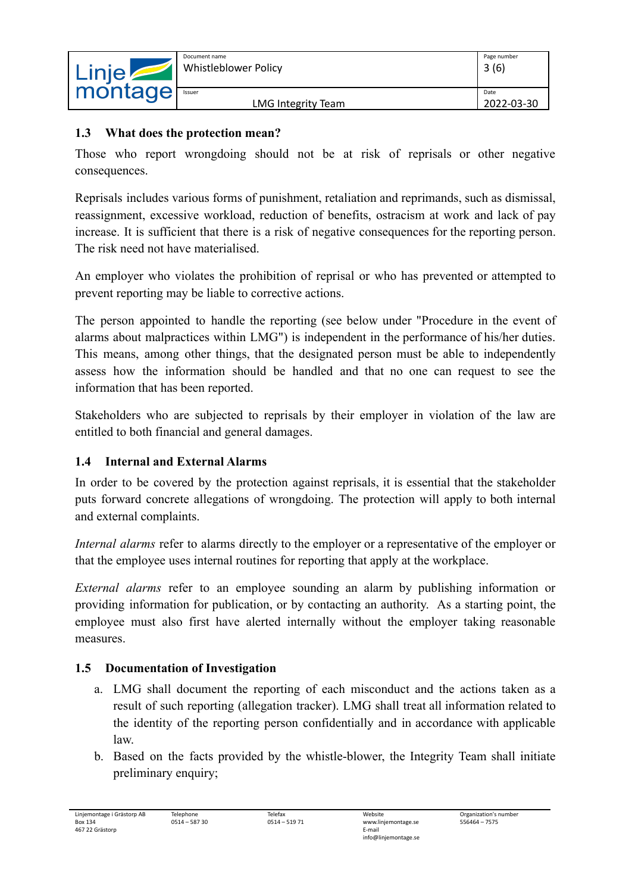### 1.3 What does the protection mean?

Those who report wrongdoing should not be at risk of reprisals or other negative consequences.

Reprisals includes various forms of punishment, retaliation and reprimands, such as dismissal, reassignment, excessive workload, reduction of benefits, ostracism at work and lack of pay increase. It is sufficient that there is a risk of negative consequences for the reporting person. The risk need not have materialised.

An employer who violates the prohibition of reprisal or who has prevented or attempted to prevent reporting may be liable to corrective actions.

The person appointed to handle the reporting (see below under "Procedure in the event of alarms about malpractices within LMG") is independent in the performance of his/her duties. This means, among other things, that the designated person must be able to independently assess how the information should be handled and that no one can request to see the information that has been reported.

Stakeholders who are subjected to reprisals by their employer in violation of the law are entitled to both financial and general damages.

### 1.4 Internal and External Alarms

In order to be covered by the protection against reprisals, it is essential that the stakeholder puts forward concrete allegations of wrongdoing. The protection will apply to both internal and external complaints.

*Internal alarms* refer to alarms directly to the employer or a representative of the employer or that the employee uses internal routines for reporting that apply at the workplace.

*External alarms* refer to an employee sounding an alarm by publishing information or providing information for publication, or by contacting an authority. As a starting point, the employee must also first have alerted internally without the employer taking reasonable measures.

### 1.5 Documentation of Investigation

a. LMG shall document the reporting of each misconduct and the actions taken as a result of such reporting (allegation tracker). LMG shall treat all information related to the identity of the reporting person confidentially and in accordance with applicable law.
b. Based on the facts provided by the whistle-blower, the Integrity Team shall initiate preliminary enquiry;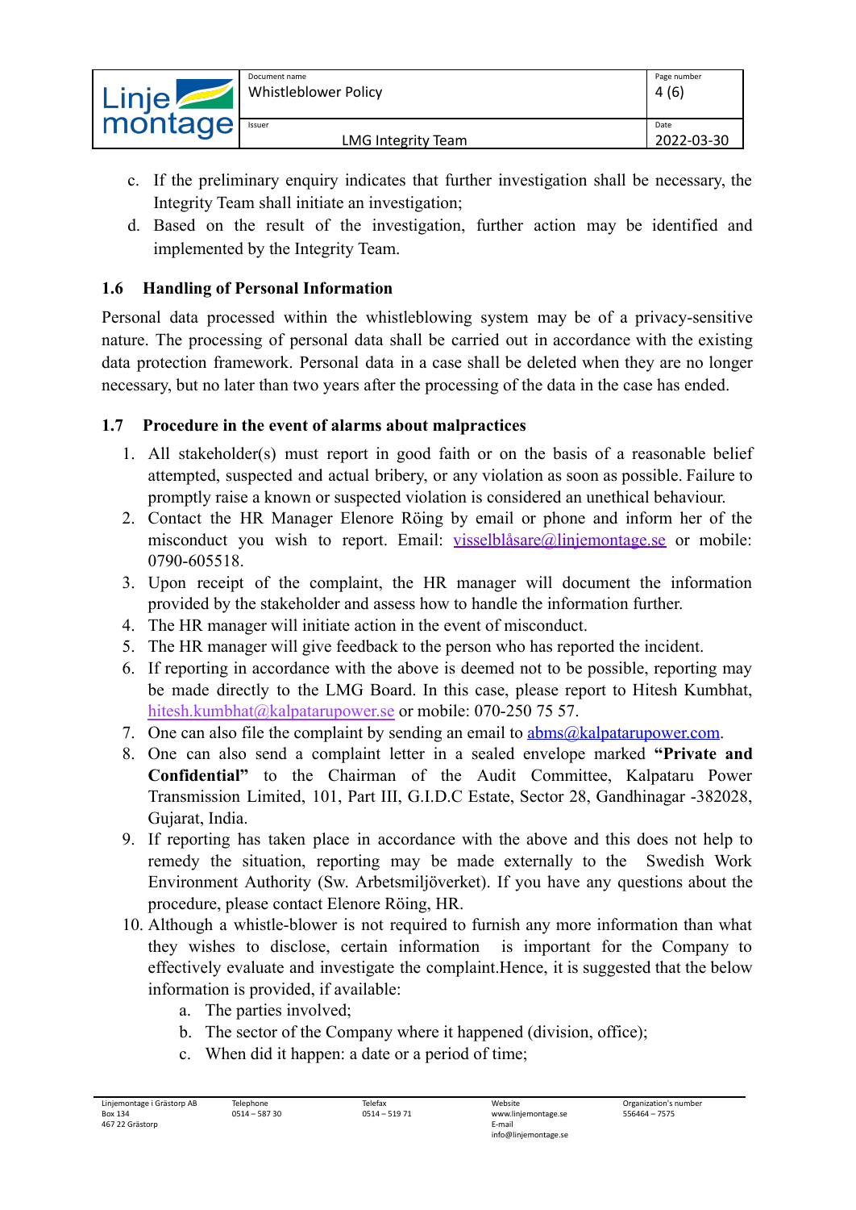c. If the preliminary enquiry indicates that further investigation shall be necessary, the Integrity Team shall initiate an investigation;
d. Based on the result of the investigation, further action may be identified and implemented by the Integrity Team.

### 1.6 Handling of Personal Information

Personal data processed within the whistleblowing system may be of a privacy-sensitive nature. The processing of personal data shall be carried out in accordance with the existing data protection framework. Personal data in a case shall be deleted when they are no longer necessary, but no later than two years after the processing of the data in the case has ended.

### 1.7 Procedure in the event of alarms about malpractices

1. All stakeholder(s) must report in good faith or on the basis of a reasonable belief attempted, suspected and actual bribery, or any violation as soon as possible. Failure to promptly raise a known or suspected violation is considered an unethical behaviour.
2. Contact the HR Manager Elenore Röing by email or phone and inform her of the misconduct you wish to report. Email: visselblåsare@linjemontage.se or mobile: 0790-605518.
3. Upon receipt of the complaint, the HR manager will document the information provided by the stakeholder and assess how to handle the information further.
4. The HR manager will initiate action in the event of misconduct.
5. The HR manager will give feedback to the person who has reported the incident.
6. If reporting in accordance with the above is deemed not to be possible, reporting may be made directly to the LMG Board. In this case, please report to Hitesh Kumbhat, hitesh.kumbhat@kalpatarupower.se or mobile: 070-250 75 57.
7. One can also file the complaint by sending an email to abms@kalpatarupower.com.
8. One can also send a complaint letter in a sealed envelope marked **"Private and Confidential"** to the Chairman of the Audit Committee, Kalpataru Power Transmission Limited, 101, Part III, G.I.D.C Estate, Sector 28, Gandhinagar -382028, Gujarat, India.
9. If reporting has taken place in accordance with the above and this does not help to remedy the situation, reporting may be made externally to the Swedish Work Environment Authority (Sw. Arbetsmiljöverket). If you have any questions about the procedure, please contact Elenore Röing, HR.
10. Although a whistle-blower is not required to furnish any more information than what they wishes to disclose, certain information is important for the Company to effectively evaluate and investigate the complaint.Hence, it is suggested that the below information is provided, if available:
    a. The parties involved;
    b. The sector of the Company where it happened (division, office);
    c. When did it happen: a date or a period of time;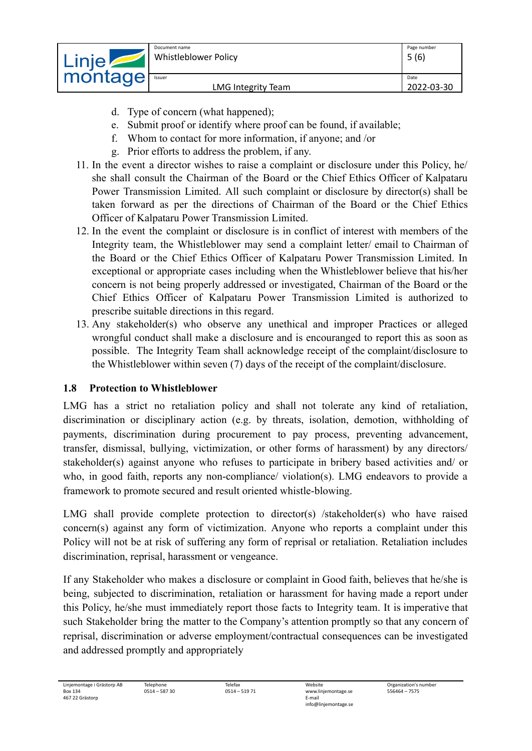d. Type of concern (what happened);
e. Submit proof or identify where proof can be found, if available;
f. Whom to contact for more information, if anyone; and /or
g. Prior efforts to address the problem, if any.

11. In the event a director wishes to raise a complaint or disclosure under this Policy, he/ she shall consult the Chairman of the Board or the Chief Ethics Officer of Kalpataru Power Transmission Limited. All such complaint or disclosure by director(s) shall be taken forward as per the directions of Chairman of the Board or the Chief Ethics Officer of Kalpataru Power Transmission Limited.
12. In the event the complaint or disclosure is in conflict of interest with members of the Integrity team, the Whistleblower may send a complaint letter/ email to Chairman of the Board or the Chief Ethics Officer of Kalpataru Power Transmission Limited. In exceptional or appropriate cases including when the Whistleblower believe that his/her concern is not being properly addressed or investigated, Chairman of the Board or the Chief Ethics Officer of Kalpataru Power Transmission Limited is authorized to prescribe suitable directions in this regard.
13. Any stakeholder(s) who observe any unethical and improper Practices or alleged wrongful conduct shall make a disclosure and is encouranged to report this as soon as possible. The Integrity Team shall acknowledge receipt of the complaint/disclosure to the Whistleblower within seven (7) days of the receipt of the complaint/disclosure.

## 1.8 Protection to Whistleblower

LMG has a strict no retaliation policy and shall not tolerate any kind of retaliation, discrimination or disciplinary action (e.g. by threats, isolation, demotion, withholding of payments, discrimination during procurement to pay process, preventing advancement, transfer, dismissal, bullying, victimization, or other forms of harassment) by any directors/ stakeholder(s) against anyone who refuses to participate in bribery based activities and/ or who, in good faith, reports any non-compliance/ violation(s). LMG endeavors to provide a framework to promote secured and result oriented whistle-blowing.

LMG shall provide complete protection to director(s) /stakeholder(s) who have raised concern(s) against any form of victimization. Anyone who reports a complaint under this Policy will not be at risk of suffering any form of reprisal or retaliation. Retaliation includes discrimination, reprisal, harassment or vengeance.

If any Stakeholder who makes a disclosure or complaint in Good faith, believes that he/she is being, subjected to discrimination, retaliation or harassment for having made a report under this Policy, he/she must immediately report those facts to Integrity team. It is imperative that such Stakeholder bring the matter to the Company's attention promptly so that any concern of reprisal, discrimination or adverse employment/contractual consequences can be investigated and addressed promptly and appropriately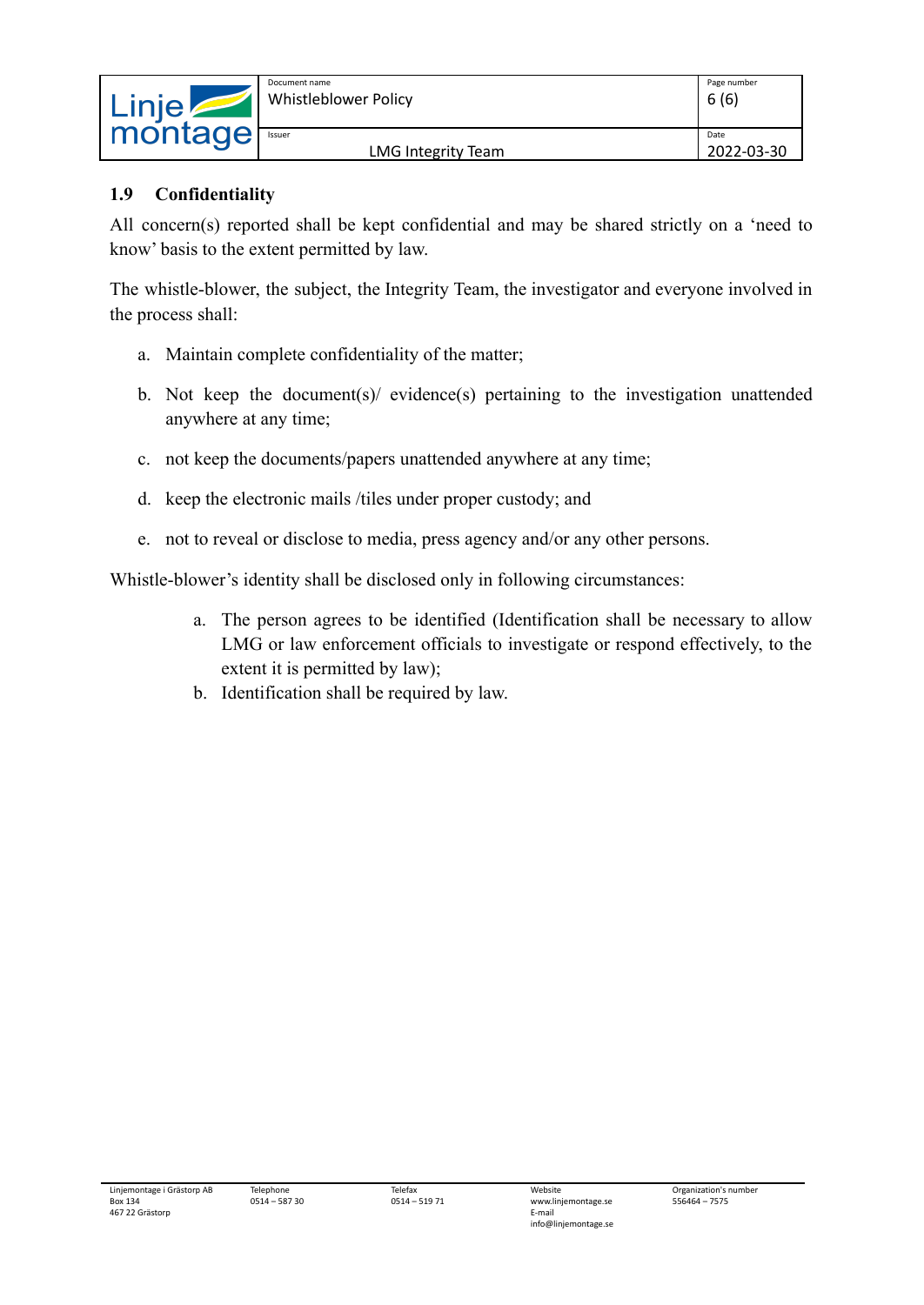### 1.9 Confidentiality

All concern(s) reported shall be kept confidential and may be shared strictly on a 'need to know' basis to the extent permitted by law.

The whistle-blower, the subject, the Integrity Team, the investigator and everyone involved in the process shall:

a. Maintain complete confidentiality of the matter;

b. Not keep the document(s)/ evidence(s) pertaining to the investigation unattended anywhere at any time;

c. not keep the documents/papers unattended anywhere at any time;

d. keep the electronic mails /tiles under proper custody; and

e. not to reveal or disclose to media, press agency and/or any other persons.

Whistle-blower's identity shall be disclosed only in following circumstances:

a. The person agrees to be identified (Identification shall be necessary to allow LMG or law enforcement officials to investigate or respond effectively, to the extent it is permitted by law);
b. Identification shall be required by law.